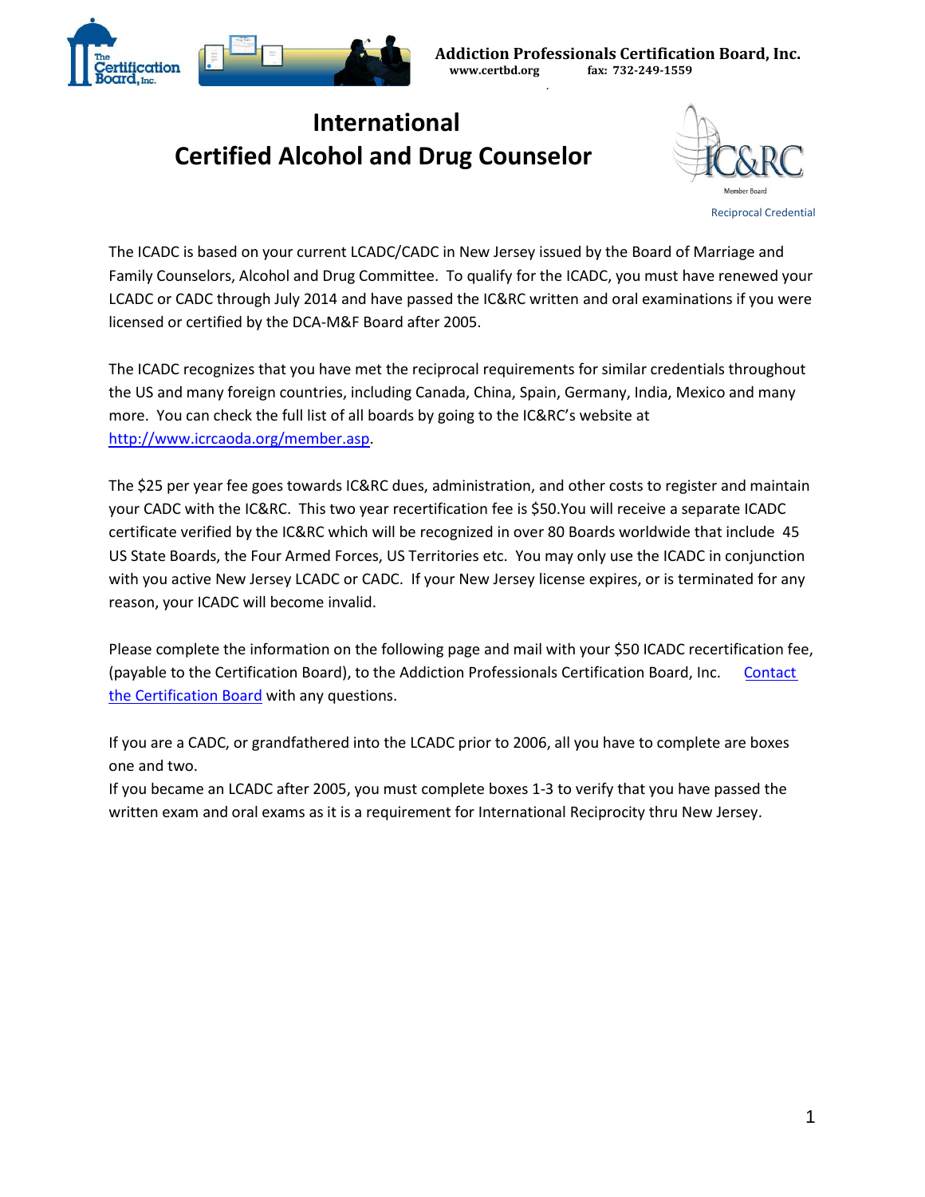**Addiction Professionals Certification Board, Inc.**
www.certbd.org fax: 732-249-1559

# International Certified Alcohol and Drug Counselor

IC&RC Member Board

Reciprocal Credential

The ICADC is based on your current LCADC/CADC in New Jersey issued by the Board of Marriage and Family Counselors, Alcohol and Drug Committee. To qualify for the ICADC, you must have renewed your LCADC or CADC through July 2014 and have passed the IC&RC written and oral examinations if you were licensed or certified by the DCA-M&F Board after 2005.

The ICADC recognizes that you have met the reciprocal requirements for similar credentials throughout the US and many foreign countries, including Canada, China, Spain, Germany, India, Mexico and many more. You can check the full list of all boards by going to the IC&RC's website at [http://www.icrcaoda.org/member.asp](http://www.icrcaoda.org/member.asp).

The $25 per year fee goes towards IC&RC dues, administration, and other costs to register and maintain your CADC with the IC&RC. This two year recertification fee is $50.You will receive a separate ICADC certificate verified by the IC&RC which will be recognized in over 80 Boards worldwide that include 45 US State Boards, the Four Armed Forces, US Territories etc. You may only use the ICADC in conjunction with you active New Jersey LCADC or CADC. If your New Jersey license expires, or is terminated for any reason, your ICADC will become invalid.

Please complete the information on the following page and mail with your $50 ICADC recertification fee, (payable to the Certification Board), to the Addiction Professionals Certification Board, Inc. Contact the Certification Board with any questions.

If you are a CADC, or grandfathered into the LCADC prior to 2006, all you have to complete are boxes one and two.

If you became an LCADC after 2005, you must complete boxes 1-3 to verify that you have passed the written exam and oral exams as it is a requirement for International Reciprocity thru New Jersey.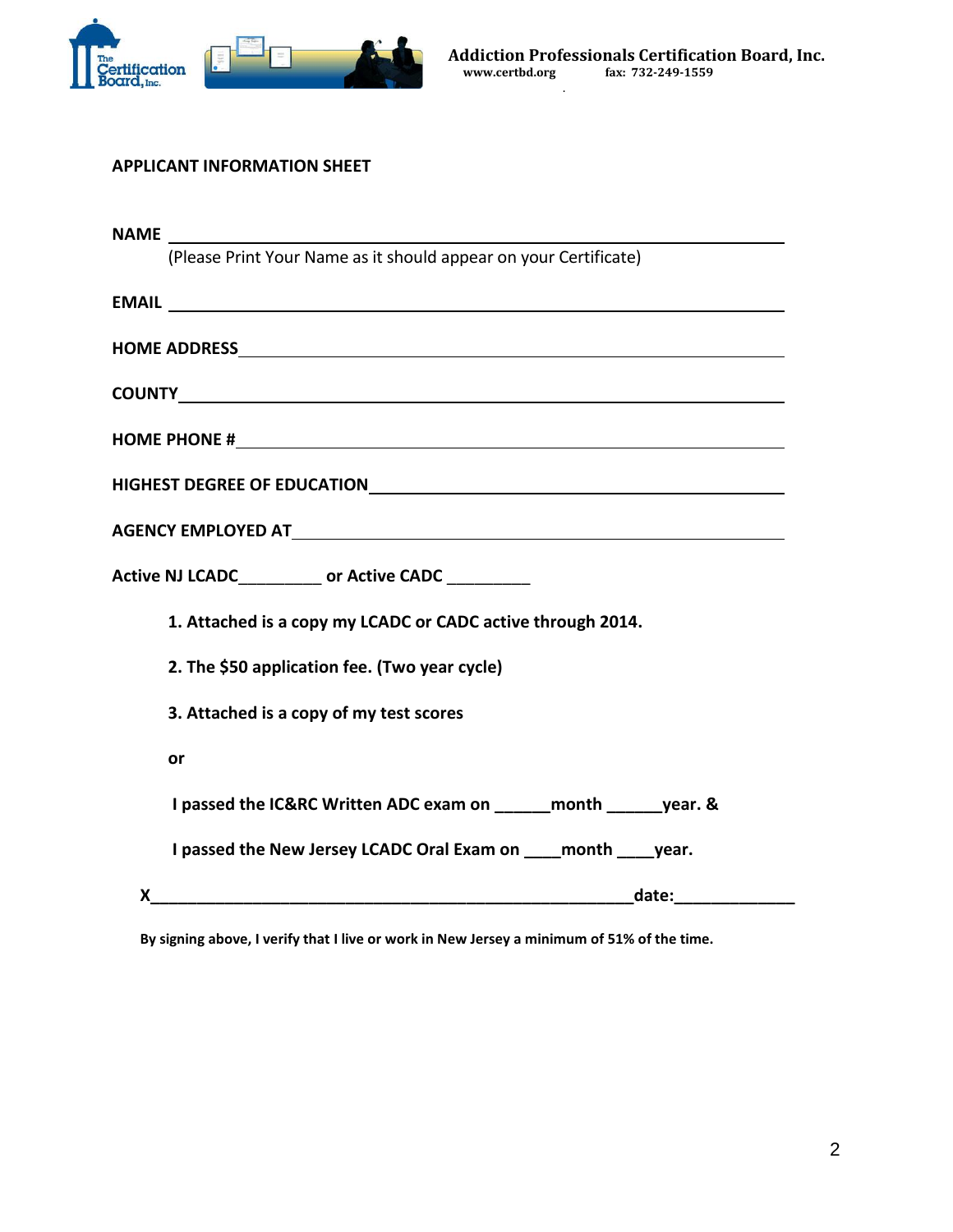Addiction Professionals Certification Board, Inc.
www.certbd.org fax: 732-249-1559

**APPLICANT INFORMATION SHEET**

**NAME** ______________________________________________________________
(Please Print Your Name as it should appear on your Certificate)

**EMAIL** ______________________________________________________________

**HOME ADDRESS** ______________________________________________________

**COUNTY** ____________________________________________________________

**HOME PHONE #** ______________________________________________________

**HIGHEST DEGREE OF EDUCATION** ________________________________________

**AGENCY EMPLOYED AT** _________________________________________________

**Active NJ LCADC_________ or Active CADC _________**

**1. Attached is a copy my LCADC or CADC active through 2014.**

**2. The $50 application fee. (Two year cycle)**

**3. Attached is a copy of my test scores**

**or**

**I passed the IC&RC Written ADC exam on ______month ______year. &**

**I passed the New Jersey LCADC Oral Exam on ____month ____year.**

**X_____________________________________________________date:_____________**

**By signing above, I verify that I live or work in New Jersey a minimum of 51% of the time.**